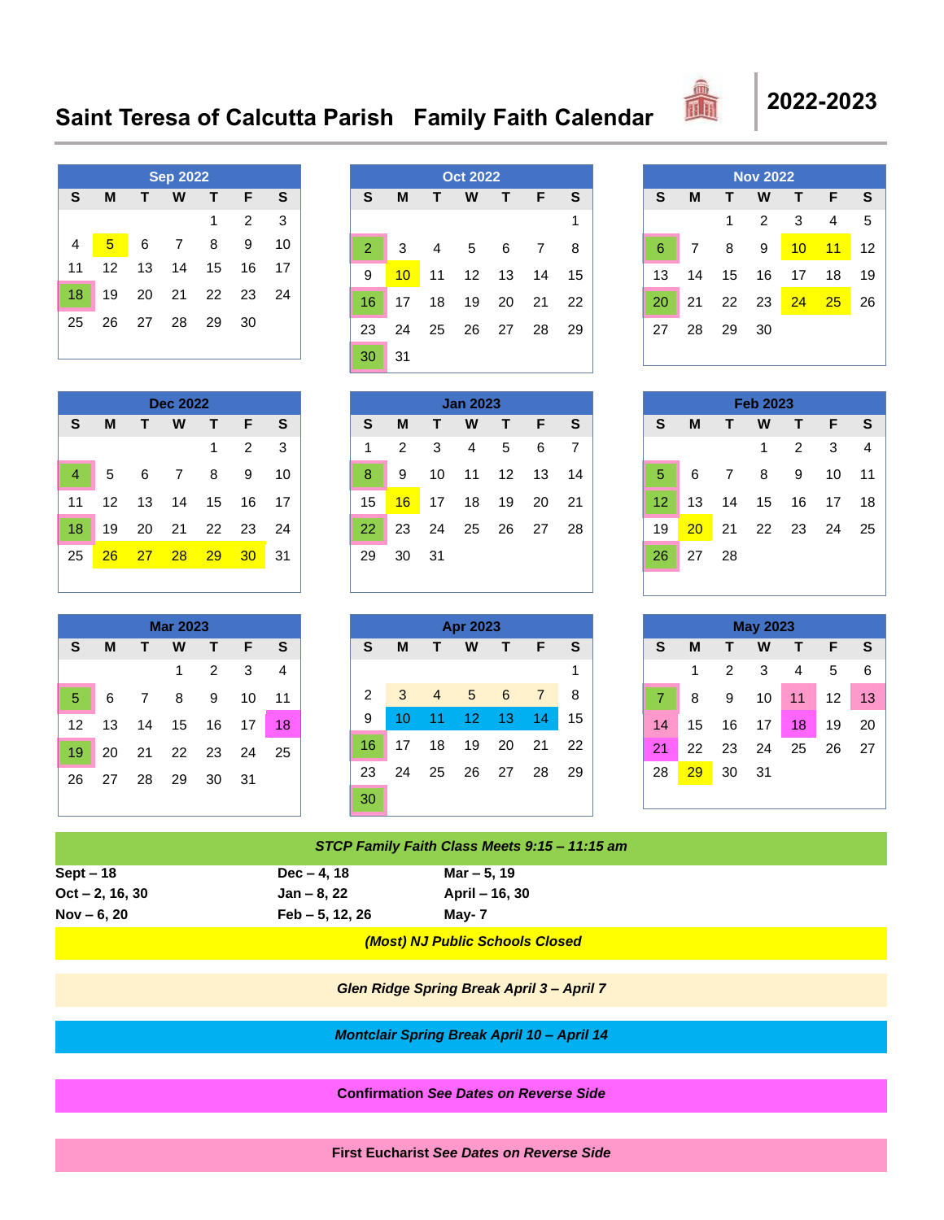# Saint Teresa of Calcutta Parish Family Faith Calendar

## 2022-2023

**Sep 2022**

| S | M | T | W | T | F | S |
|---|---|---|---|---|---|---|
| | | | | 1 | 2 | 3 |
| 4 | 5 | 6 | 7 | 8 | 9 | 10 |
| 11 | 12 | 13 | 14 | 15 | 16 | 17 |
| 18 | 19 | 20 | 21 | 22 | 23 | 24 |
| 25 | 26 | 27 | 28 | 29 | 30 | |

**Oct 2022**

| S | M | T | W | T | F | S |
|---|---|---|---|---|---|---|
| | | | | | | 1 |
| 2 | 3 | 4 | 5 | 6 | 7 | 8 |
| 9 | 10 | 11 | 12 | 13 | 14 | 15 |
| 16 | 17 | 18 | 19 | 20 | 21 | 22 |
| 23 | 24 | 25 | 26 | 27 | 28 | 29 |
| 30 | 31 | | | | | |

**Nov 2022**

| S | M | T | W | T | F | S |
|---|---|---|---|---|---|---|
| | | 1 | 2 | 3 | 4 | 5 |
| 6 | 7 | 8 | 9 | 10 | 11 | 12 |
| 13 | 14 | 15 | 16 | 17 | 18 | 19 |
| 20 | 21 | 22 | 23 | 24 | 25 | 26 |
| 27 | 28 | 29 | 30 | | | |

**Dec 2022**

| S | M | T | W | T | F | S |
|---|---|---|---|---|---|---|
| | | | | 1 | 2 | 3 |
| 4 | 5 | 6 | 7 | 8 | 9 | 10 |
| 11 | 12 | 13 | 14 | 15 | 16 | 17 |
| 18 | 19 | 20 | 21 | 22 | 23 | 24 |
| 25 | 26 | 27 | 28 | 29 | 30 | 31 |

**Jan 2023**

| S | M | T | W | T | F | S |
|---|---|---|---|---|---|---|
| 1 | 2 | 3 | 4 | 5 | 6 | 7 |
| 8 | 9 | 10 | 11 | 12 | 13 | 14 |
| 15 | 16 | 17 | 18 | 19 | 20 | 21 |
| 22 | 23 | 24 | 25 | 26 | 27 | 28 |
| 29 | 30 | 31 | | | | |

**Feb 2023**

| S | M | T | W | T | F | S |
|---|---|---|---|---|---|---|
| | | | 1 | 2 | 3 | 4 |
| 5 | 6 | 7 | 8 | 9 | 10 | 11 |
| 12 | 13 | 14 | 15 | 16 | 17 | 18 |
| 19 | 20 | 21 | 22 | 23 | 24 | 25 |
| 26 | 27 | 28 | | | | |

**Mar 2023**

| S | M | T | W | T | F | S |
|---|---|---|---|---|---|---|
| | | | 1 | 2 | 3 | 4 |
| 5 | 6 | 7 | 8 | 9 | 10 | 11 |
| 12 | 13 | 14 | 15 | 16 | 17 | 18 |
| 19 | 20 | 21 | 22 | 23 | 24 | 25 |
| 26 | 27 | 28 | 29 | 30 | 31 | |

**Apr 2023**

| S | M | T | W | T | F | S |
|---|---|---|---|---|---|---|
| | | | | | | 1 |
| 2 | 3 | 4 | 5 | 6 | 7 | 8 |
| 9 | 10 | 11 | 12 | 13 | 14 | 15 |
| 16 | 17 | 18 | 19 | 20 | 21 | 22 |
| 23 | 24 | 25 | 26 | 27 | 28 | 29 |
| 30 | | | | | | |

**May 2023**

| S | M | T | W | T | F | S |
|---|---|---|---|---|---|---|
| | 1 | 2 | 3 | 4 | 5 | 6 |
| 7 | 8 | 9 | 10 | 11 | 12 | 13 |
| 14 | 15 | 16 | 17 | 18 | 19 | 20 |
| 21 | 22 | 23 | 24 | 25 | 26 | 27 |
| 28 | 29 | 30 | 31 | | | |

***STCP Family Faith Class Meets 9:15 – 11:15 am***

| | | |
|---|---|---|
| **Sept – 18** | **Dec – 4, 18** | **Mar – 5, 19** |
| **Oct – 2, 16, 30** | **Jan – 8, 22** | **April – 16, 30** |
| **Nov – 6, 20** | **Feb – 5, 12, 26** | **May- 7** |

***(Most) NJ Public Schools Closed***

***Glen Ridge Spring Break April 3 – April 7***

***Montclair Spring Break April 10 – April 14***

**Confirmation *See Dates on Reverse Side***

**First Eucharist *See Dates on Reverse Side***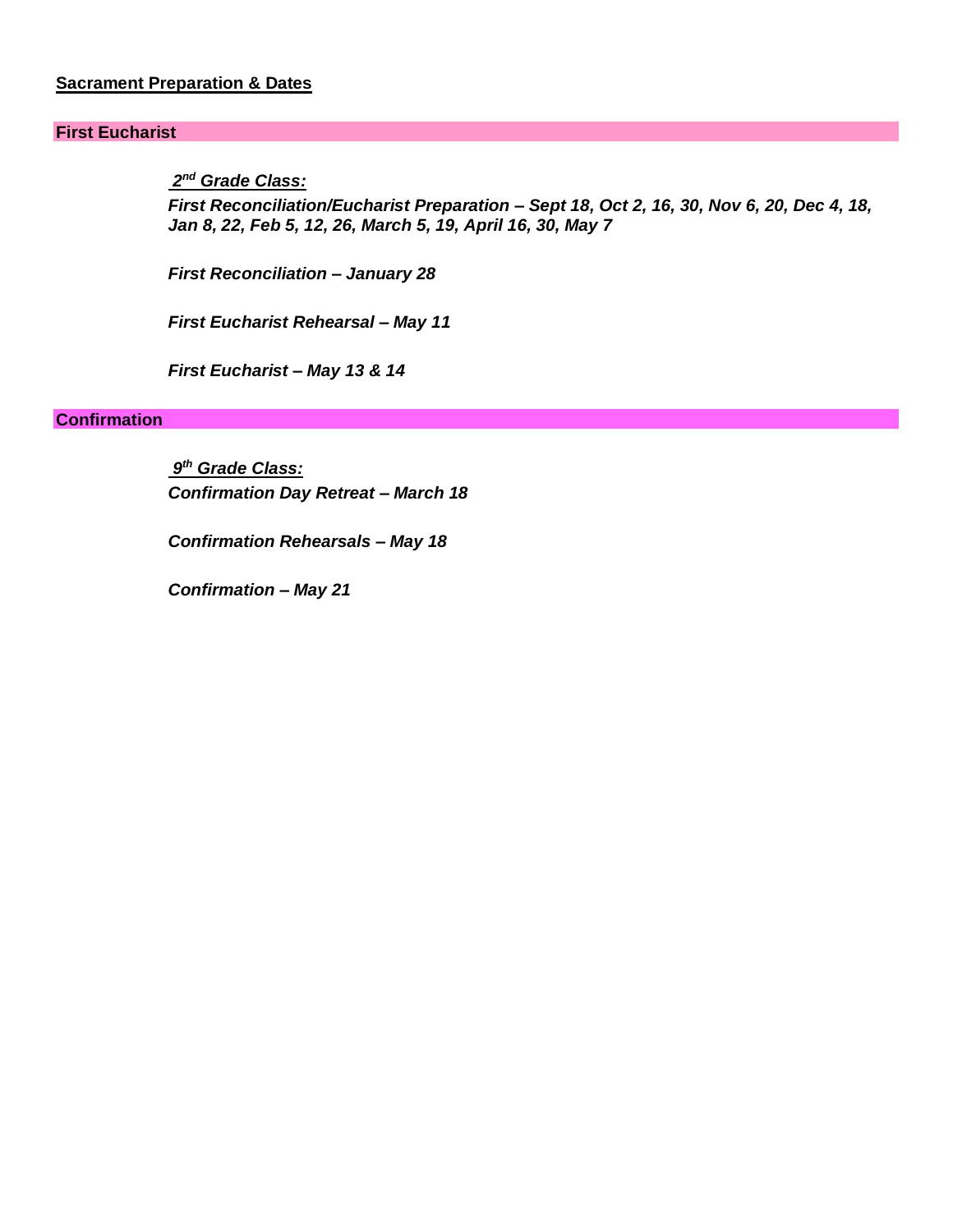**Sacrament Preparation & Dates**

## First Eucharist

***2nd Grade Class:***

***First Reconciliation/Eucharist Preparation – Sept 18, Oct 2, 16, 30, Nov 6, 20, Dec 4, 18, Jan 8, 22, Feb 5, 12, 26, March 5, 19, April 16, 30, May 7***

***First Reconciliation – January 28***

***First Eucharist Rehearsal – May 11***

***First Eucharist – May 13 & 14***

## Confirmation

***9th Grade Class:***

***Confirmation Day Retreat – March 18***

***Confirmation Rehearsals – May 18***

***Confirmation – May 21***